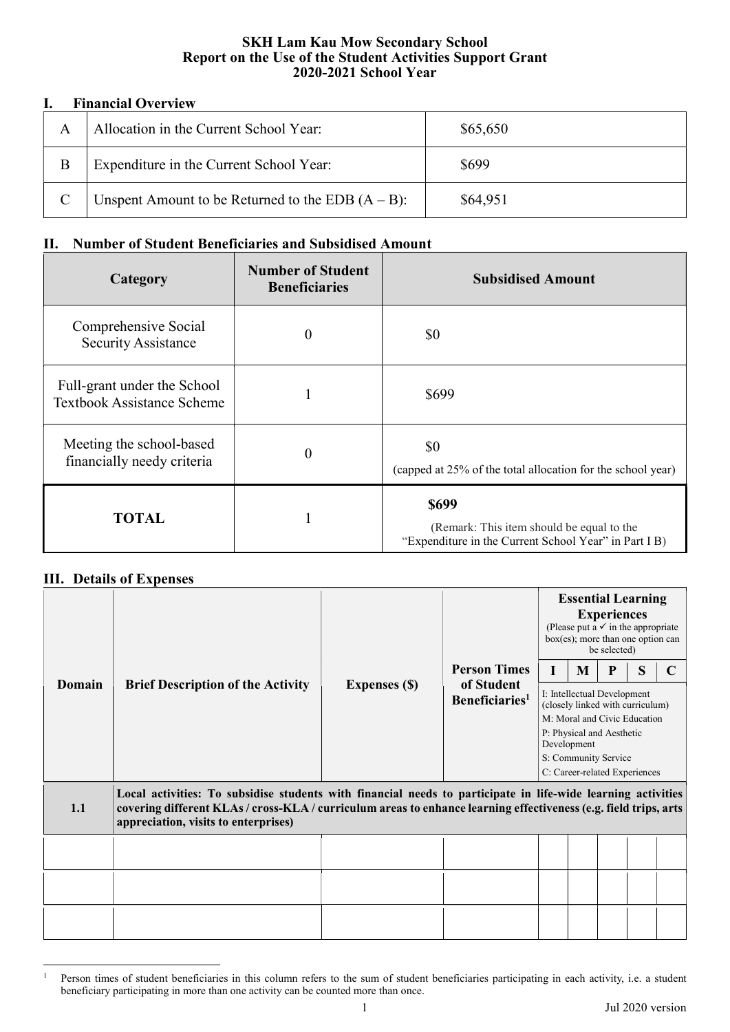# SKH Lam Kau Mow Secondary School
# Report on the Use of the Student Activities Support Grant
# 2020-2021 School Year

## I. Financial Overview

| | | |
|---|---|---|
| A | Allocation in the Current School Year: | $65,650 |
| B | Expenditure in the Current School Year: | $699 |
| C | Unspent Amount to be Returned to the EDB (A – B): | $64,951 |

## II. Number of Student Beneficiaries and Subsidised Amount

| Category | Number of Student Beneficiaries | Subsidised Amount |
|---|---|---|
| Comprehensive Social Security Assistance | 0 | $0 |
| Full-grant under the School Textbook Assistance Scheme | 1 | $699 |
| Meeting the school-based financially needy criteria | 0 | $0 (capped at 25% of the total allocation for the school year) |
| **TOTAL** | 1 | **$699** (Remark: This item should be equal to the "Expenditure in the Current School Year" in Part I B) |

## III. Details of Expenses

| Domain | Brief Description of the Activity | Expenses ($) | Person Times of Student Beneficiaries[1] | Essential Learning Experiences (Please put a ✓ in the appropriate box(es); more than one option can be selected) | | | | |
|---|---|---|---|---|---|---|---|---|
| | | | | I | M | P | S | C |
| 1.1 | **Local activities: To subsidise students with financial needs to participate in life-wide learning activities covering different KLAs / cross-KLA / curriculum areas to enhance learning effectiveness (e.g. field trips, arts appreciation, visits to enterprises)** | | | | | | | |
| | | | | | | | | |
| | | | | | | | | |
| | | | | | | | | |

I: Intellectual Development (closely linked with curriculum)
M: Moral and Civic Education
P: Physical and Aesthetic Development
S: Community Service
C: Career-related Experiences

[1] Person times of student beneficiaries in this column refers to the sum of student beneficiaries participating in each activity, i.e. a student beneficiary participating in more than one activity can be counted more than once.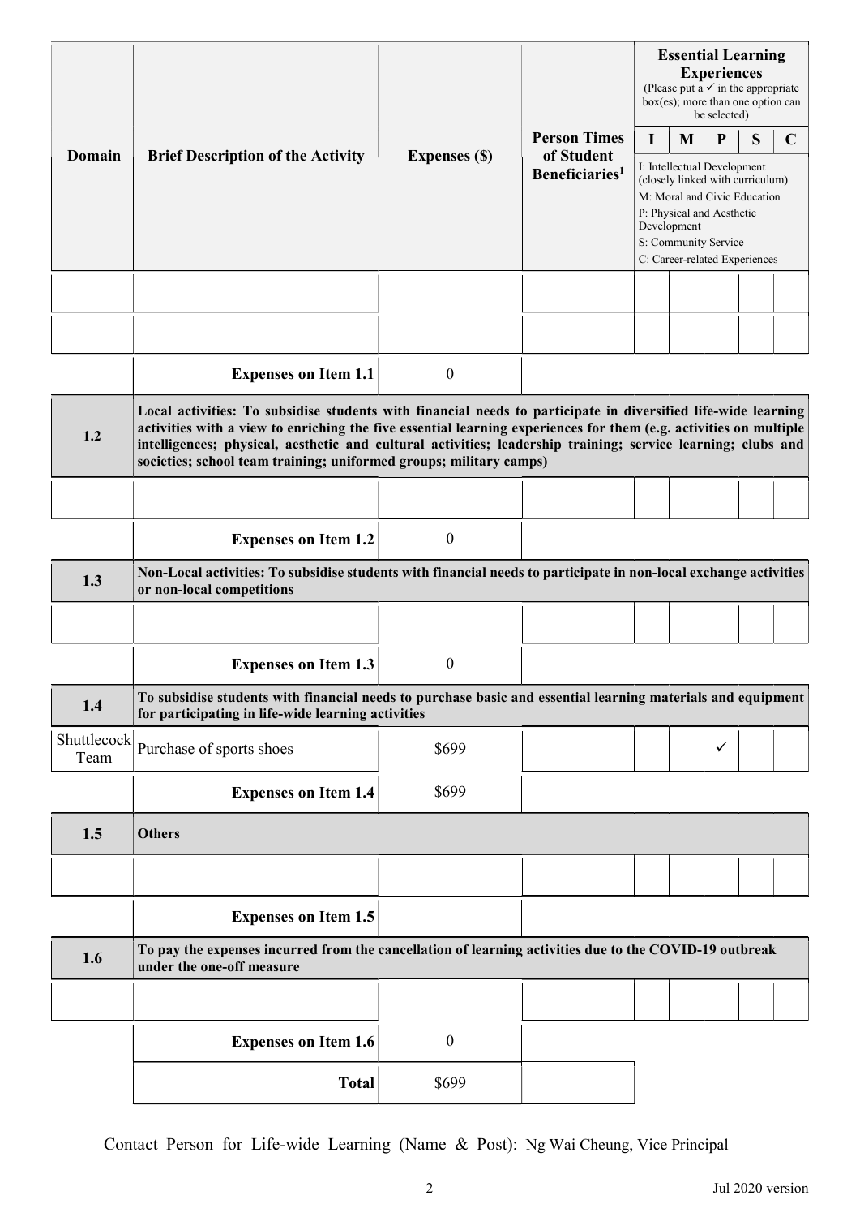| Domain | Brief Description of the Activity | Expenses ($) | Person Times of Student Beneficiaries[1] | Essential Learning Experiences (Please put a ✓ in the appropriate box(es); more than one option can be selected) | | | | |
|---|---|---|---|---|---|---|---|---|
| | | | | I | M | P | S | C |
| | | | | I: Intellectual Development (closely linked with curriculum) M: Moral and Civic Education P: Physical and Aesthetic Development S: Community Service C: Career-related Experiences | | | | |
| | | | | | | | | |
| | | | | | | | | |
| | **Expenses on Item 1.1** | 0 | | | | | | |
| **1.2** | **Local activities: To subsidise students with financial needs to participate in diversified life-wide learning activities with a view to enriching the five essential learning experiences for them (e.g. activities on multiple intelligences; physical, aesthetic and cultural activities; leadership training; service learning; clubs and societies; school team training; uniformed groups; military camps)** | | | | | | | |
| | | | | | | | | |
| | **Expenses on Item 1.2** | 0 | | | | | | |
| **1.3** | **Non-Local activities: To subsidise students with financial needs to participate in non-local exchange activities or non-local competitions** | | | | | | | |
| | | | | | | | | |
| | **Expenses on Item 1.3** | 0 | | | | | | |
| **1.4** | **To subsidise students with financial needs to purchase basic and essential learning materials and equipment for participating in life-wide learning activities** | | | | | | | |
| Shuttlecock Team | Purchase of sports shoes | $699 | | | | ✓ | | |
| | **Expenses on Item 1.4** | $699 | | | | | | |
| **1.5** | **Others** | | | | | | | |
| | | | | | | | | |
| | **Expenses on Item 1.5** | | | | | | | |
| **1.6** | **To pay the expenses incurred from the cancellation of learning activities due to the COVID-19 outbreak under the one-off measure** | | | | | | | |
| | | | | | | | | |
| | **Expenses on Item 1.6** | 0 | | | | | | |
| | **Total** | $699 | | | | | | |

Contact Person for Life-wide Learning (Name & Post): Ng Wai Cheung, Vice Principal

Jul 2020 version